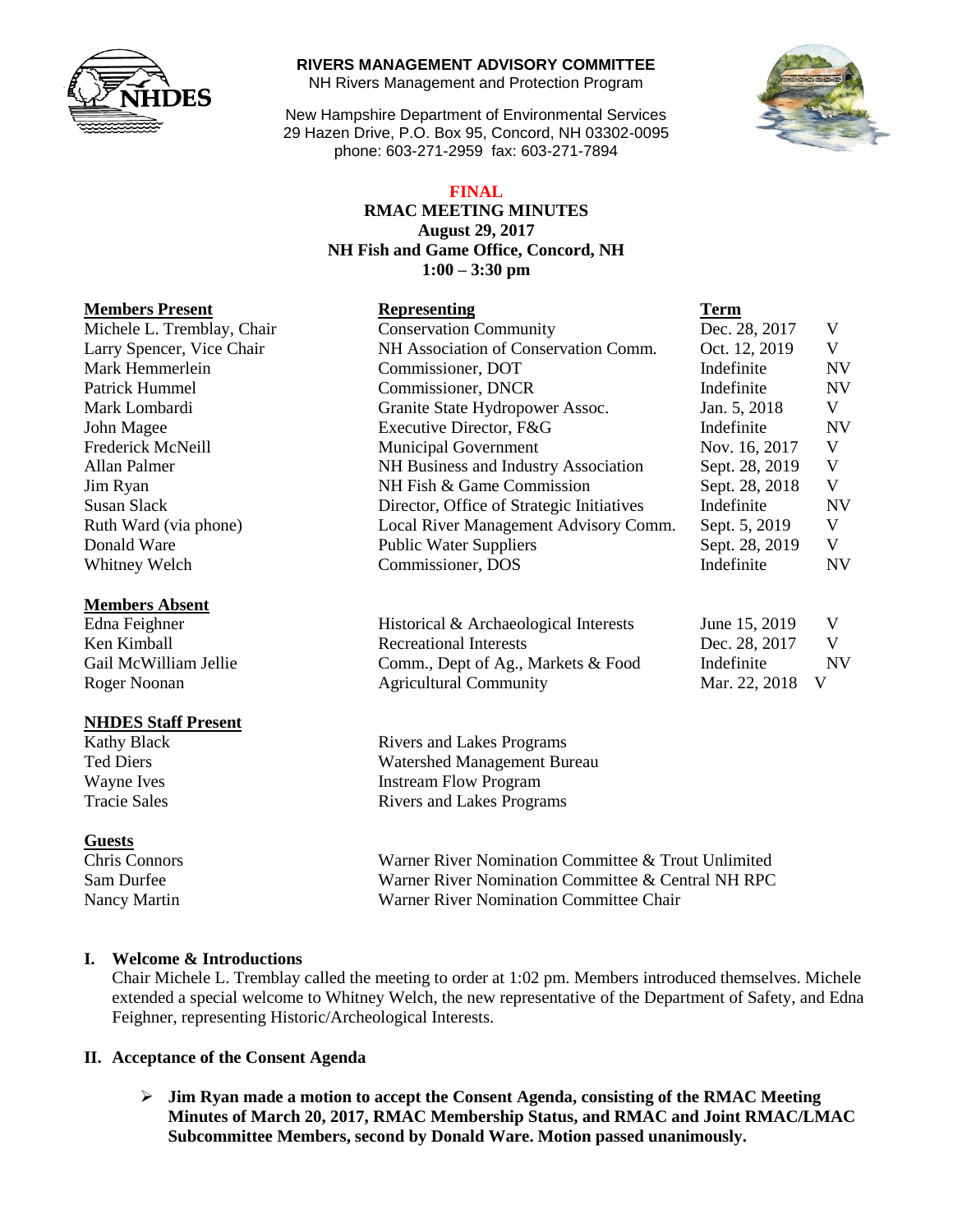**RIVERS MANAGEMENT ADVISORY COMMITTEE**
NH Rivers Management and Protection Program

New Hampshire Department of Environmental Services
29 Hazen Drive, P.O. Box 95, Concord, NH 03302-0095
phone: 603-271-2959 fax: 603-271-7894

**FINAL**

**RMAC MEETING MINUTES**
**August 29, 2017**
**NH Fish and Game Office, Concord, NH**
**1:00 – 3:30 pm**

| Members Present | Representing | Term | |
|---|---|---|---|
| Michele L. Tremblay, Chair | Conservation Community | Dec. 28, 2017 | V |
| Larry Spencer, Vice Chair | NH Association of Conservation Comm. | Oct. 12, 2019 | V |
| Mark Hemmerlein | Commissioner, DOT | Indefinite | NV |
| Patrick Hummel | Commissioner, DNCR | Indefinite | NV |
| Mark Lombardi | Granite State Hydropower Assoc. | Jan. 5, 2018 | V |
| John Magee | Executive Director, F&G | Indefinite | NV |
| Frederick McNeill | Municipal Government | Nov. 16, 2017 | V |
| Allan Palmer | NH Business and Industry Association | Sept. 28, 2019 | V |
| Jim Ryan | NH Fish & Game Commission | Sept. 28, 2018 | V |
| Susan Slack | Director, Office of Strategic Initiatives | Indefinite | NV |
| Ruth Ward (via phone) | Local River Management Advisory Comm. | Sept. 5, 2019 | V |
| Donald Ware | Public Water Suppliers | Sept. 28, 2019 | V |
| Whitney Welch | Commissioner, DOS | Indefinite | NV |

| Members Absent | | | |
|---|---|---|---|
| Edna Feighner | Historical & Archaeological Interests | June 15, 2019 | V |
| Ken Kimball | Recreational Interests | Dec. 28, 2017 | V |
| Gail McWilliam Jellie | Comm., Dept of Ag., Markets & Food | Indefinite | NV |
| Roger Noonan | Agricultural Community | Mar. 22, 2018 | V |

| NHDES Staff Present | |
|---|---|
| Kathy Black | Rivers and Lakes Programs |
| Ted Diers | Watershed Management Bureau |
| Wayne Ives | Instream Flow Program |
| Tracie Sales | Rivers and Lakes Programs |

| Guests | |
|---|---|
| Chris Connors | Warner River Nomination Committee & Trout Unlimited |
| Sam Durfee | Warner River Nomination Committee & Central NH RPC |
| Nancy Martin | Warner River Nomination Committee Chair |

## I. Welcome & Introductions

Chair Michele L. Tremblay called the meeting to order at 1:02 pm. Members introduced themselves. Michele extended a special welcome to Whitney Welch, the new representative of the Department of Safety, and Edna Feighner, representing Historic/Archeological Interests.

## II. Acceptance of the Consent Agenda

- **Jim Ryan made a motion to accept the Consent Agenda, consisting of the RMAC Meeting Minutes of March 20, 2017, RMAC Membership Status, and RMAC and Joint RMAC/LMAC Subcommittee Members, second by Donald Ware. Motion passed unanimously.**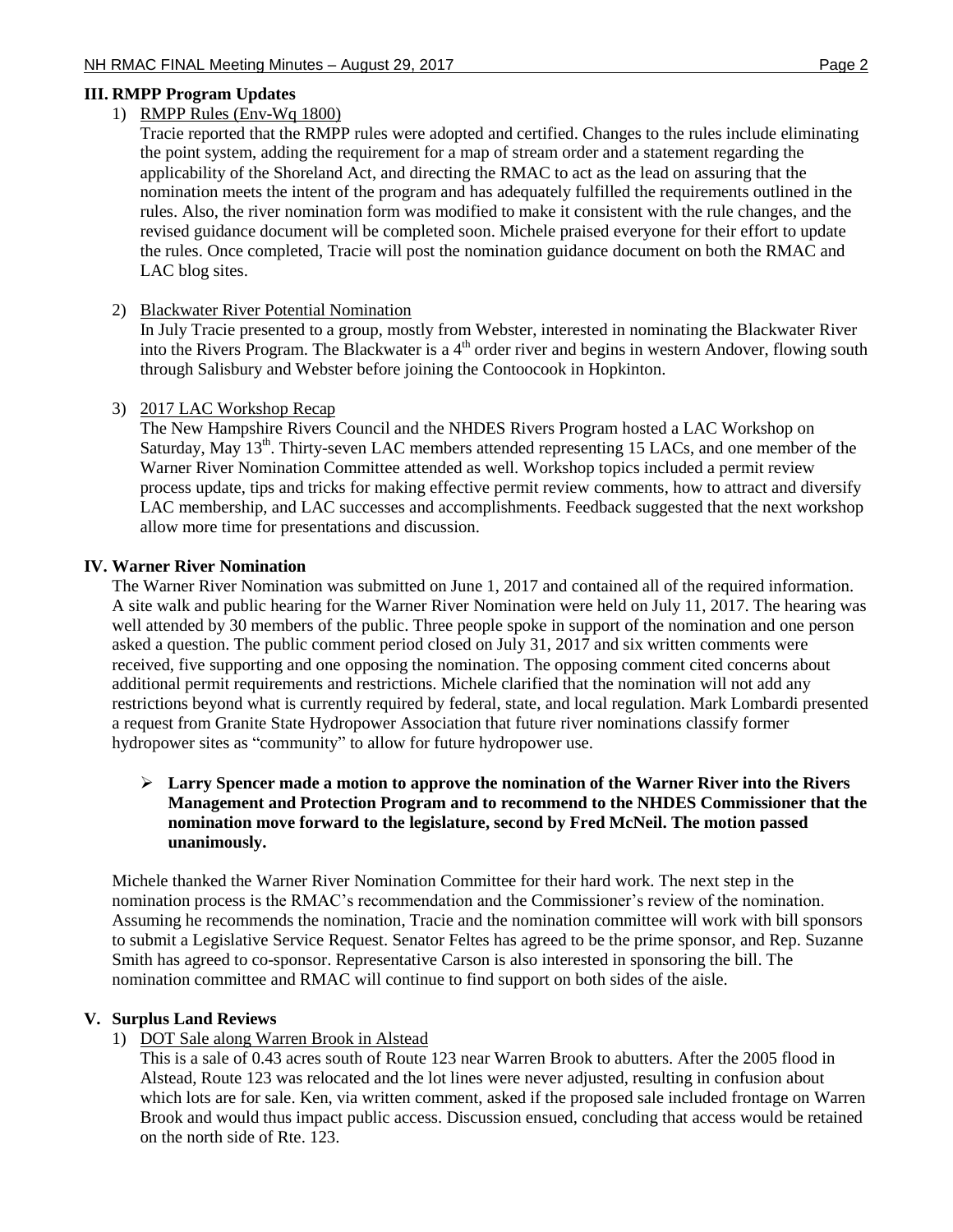## III. RMPP Program Updates

1) RMPP Rules (Env-Wq 1800)

   Tracie reported that the RMPP rules were adopted and certified. Changes to the rules include eliminating the point system, adding the requirement for a map of stream order and a statement regarding the applicability of the Shoreland Act, and directing the RMAC to act as the lead on assuring that the nomination meets the intent of the program and has adequately fulfilled the requirements outlined in the rules. Also, the river nomination form was modified to make it consistent with the rule changes, and the revised guidance document will be completed soon. Michele praised everyone for their effort to update the rules. Once completed, Tracie will post the nomination guidance document on both the RMAC and LAC blog sites.

2) Blackwater River Potential Nomination

   In July Tracie presented to a group, mostly from Webster, interested in nominating the Blackwater River into the Rivers Program. The Blackwater is a 4th order river and begins in western Andover, flowing south through Salisbury and Webster before joining the Contoocook in Hopkinton.

3) 2017 LAC Workshop Recap

   The New Hampshire Rivers Council and the NHDES Rivers Program hosted a LAC Workshop on Saturday, May 13th. Thirty-seven LAC members attended representing 15 LACs, and one member of the Warner River Nomination Committee attended as well. Workshop topics included a permit review process update, tips and tricks for making effective permit review comments, how to attract and diversify LAC membership, and LAC successes and accomplishments. Feedback suggested that the next workshop allow more time for presentations and discussion.

## IV. Warner River Nomination

The Warner River Nomination was submitted on June 1, 2017 and contained all of the required information. A site walk and public hearing for the Warner River Nomination were held on July 11, 2017. The hearing was well attended by 30 members of the public. Three people spoke in support of the nomination and one person asked a question. The public comment period closed on July 31, 2017 and six written comments were received, five supporting and one opposing the nomination. The opposing comment cited concerns about additional permit requirements and restrictions. Michele clarified that the nomination will not add any restrictions beyond what is currently required by federal, state, and local regulation. Mark Lombardi presented a request from Granite State Hydropower Association that future river nominations classify former hydropower sites as "community" to allow for future hydropower use.

- **Larry Spencer made a motion to approve the nomination of the Warner River into the Rivers Management and Protection Program and to recommend to the NHDES Commissioner that the nomination move forward to the legislature, second by Fred McNeil. The motion passed unanimously.**

Michele thanked the Warner River Nomination Committee for their hard work. The next step in the nomination process is the RMAC's recommendation and the Commissioner's review of the nomination. Assuming he recommends the nomination, Tracie and the nomination committee will work with bill sponsors to submit a Legislative Service Request. Senator Feltes has agreed to be the prime sponsor, and Rep. Suzanne Smith has agreed to co-sponsor. Representative Carson is also interested in sponsoring the bill. The nomination committee and RMAC will continue to find support on both sides of the aisle.

## V. Surplus Land Reviews

1) DOT Sale along Warren Brook in Alstead

   This is a sale of 0.43 acres south of Route 123 near Warren Brook to abutters. After the 2005 flood in Alstead, Route 123 was relocated and the lot lines were never adjusted, resulting in confusion about which lots are for sale. Ken, via written comment, asked if the proposed sale included frontage on Warren Brook and would thus impact public access. Discussion ensued, concluding that access would be retained on the north side of Rte. 123.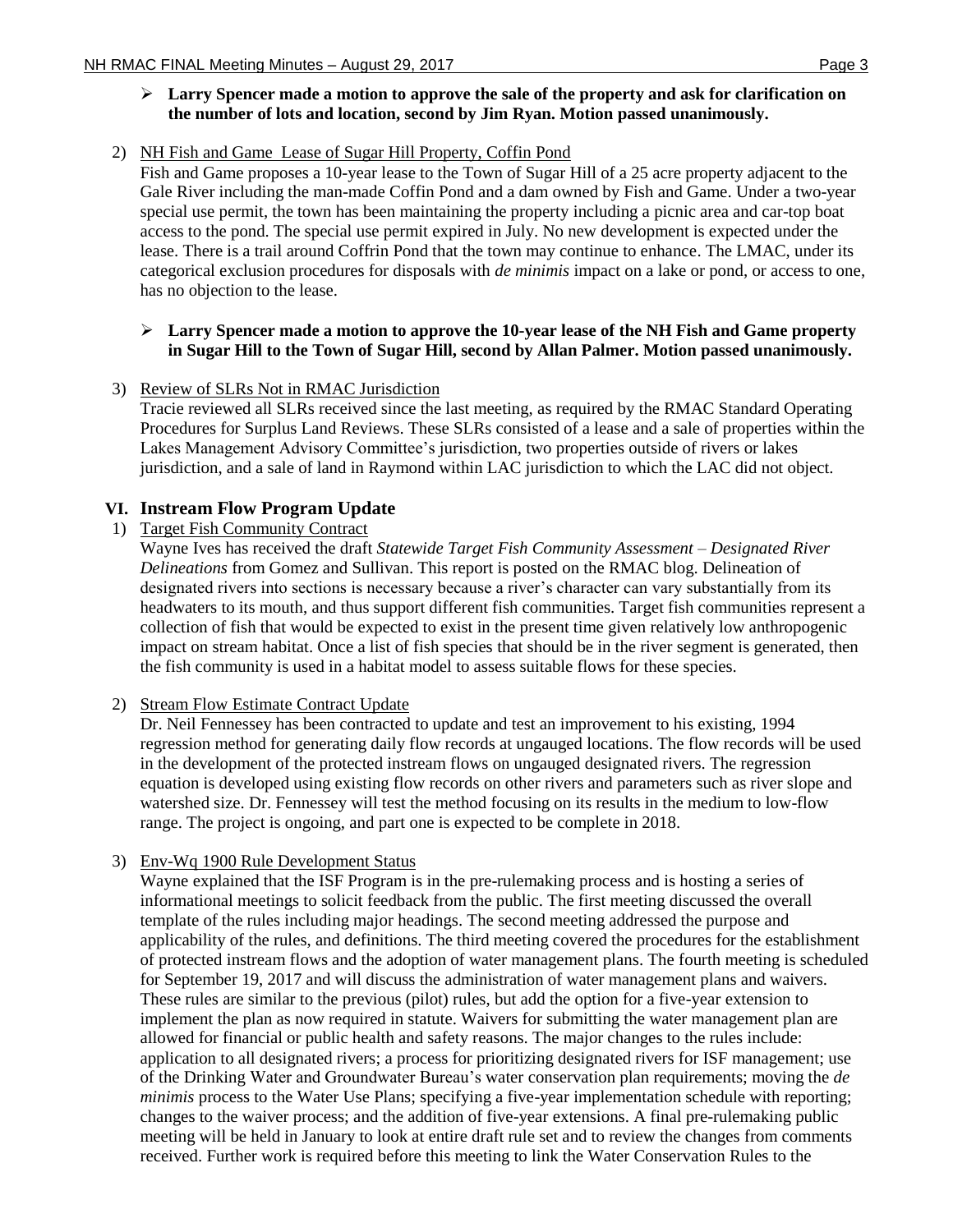- **Larry Spencer made a motion to approve the sale of the property and ask for clarification on the number of lots and location, second by Jim Ryan. Motion passed unanimously.**

2) NH Fish and Game Lease of Sugar Hill Property, Coffin Pond

Fish and Game proposes a 10-year lease to the Town of Sugar Hill of a 25 acre property adjacent to the Gale River including the man-made Coffin Pond and a dam owned by Fish and Game. Under a two-year special use permit, the town has been maintaining the property including a picnic area and car-top boat access to the pond. The special use permit expired in July. No new development is expected under the lease. There is a trail around Coffrin Pond that the town may continue to enhance. The LMAC, under its categorical exclusion procedures for disposals with *de minimis* impact on a lake or pond, or access to one, has no objection to the lease.

- **Larry Spencer made a motion to approve the 10-year lease of the NH Fish and Game property in Sugar Hill to the Town of Sugar Hill, second by Allan Palmer. Motion passed unanimously.**

3) Review of SLRs Not in RMAC Jurisdiction

Tracie reviewed all SLRs received since the last meeting, as required by the RMAC Standard Operating Procedures for Surplus Land Reviews. These SLRs consisted of a lease and a sale of properties within the Lakes Management Advisory Committee's jurisdiction, two properties outside of rivers or lakes jurisdiction, and a sale of land in Raymond within LAC jurisdiction to which the LAC did not object.

## VI. Instream Flow Program Update

1) Target Fish Community Contract

Wayne Ives has received the draft *Statewide Target Fish Community Assessment – Designated River Delineations* from Gomez and Sullivan. This report is posted on the RMAC blog. Delineation of designated rivers into sections is necessary because a river's character can vary substantially from its headwaters to its mouth, and thus support different fish communities. Target fish communities represent a collection of fish that would be expected to exist in the present time given relatively low anthropogenic impact on stream habitat. Once a list of fish species that should be in the river segment is generated, then the fish community is used in a habitat model to assess suitable flows for these species.

2) Stream Flow Estimate Contract Update

Dr. Neil Fennessey has been contracted to update and test an improvement to his existing, 1994 regression method for generating daily flow records at ungauged locations. The flow records will be used in the development of the protected instream flows on ungauged designated rivers. The regression equation is developed using existing flow records on other rivers and parameters such as river slope and watershed size. Dr. Fennessey will test the method focusing on its results in the medium to low-flow range. The project is ongoing, and part one is expected to be complete in 2018.

3) Env-Wq 1900 Rule Development Status

Wayne explained that the ISF Program is in the pre-rulemaking process and is hosting a series of informational meetings to solicit feedback from the public. The first meeting discussed the overall template of the rules including major headings. The second meeting addressed the purpose and applicability of the rules, and definitions. The third meeting covered the procedures for the establishment of protected instream flows and the adoption of water management plans. The fourth meeting is scheduled for September 19, 2017 and will discuss the administration of water management plans and waivers. These rules are similar to the previous (pilot) rules, but add the option for a five-year extension to implement the plan as now required in statute. Waivers for submitting the water management plan are allowed for financial or public health and safety reasons. The major changes to the rules include: application to all designated rivers; a process for prioritizing designated rivers for ISF management; use of the Drinking Water and Groundwater Bureau's water conservation plan requirements; moving the *de minimis* process to the Water Use Plans; specifying a five-year implementation schedule with reporting; changes to the waiver process; and the addition of five-year extensions. A final pre-rulemaking public meeting will be held in January to look at entire draft rule set and to review the changes from comments received. Further work is required before this meeting to link the Water Conservation Rules to the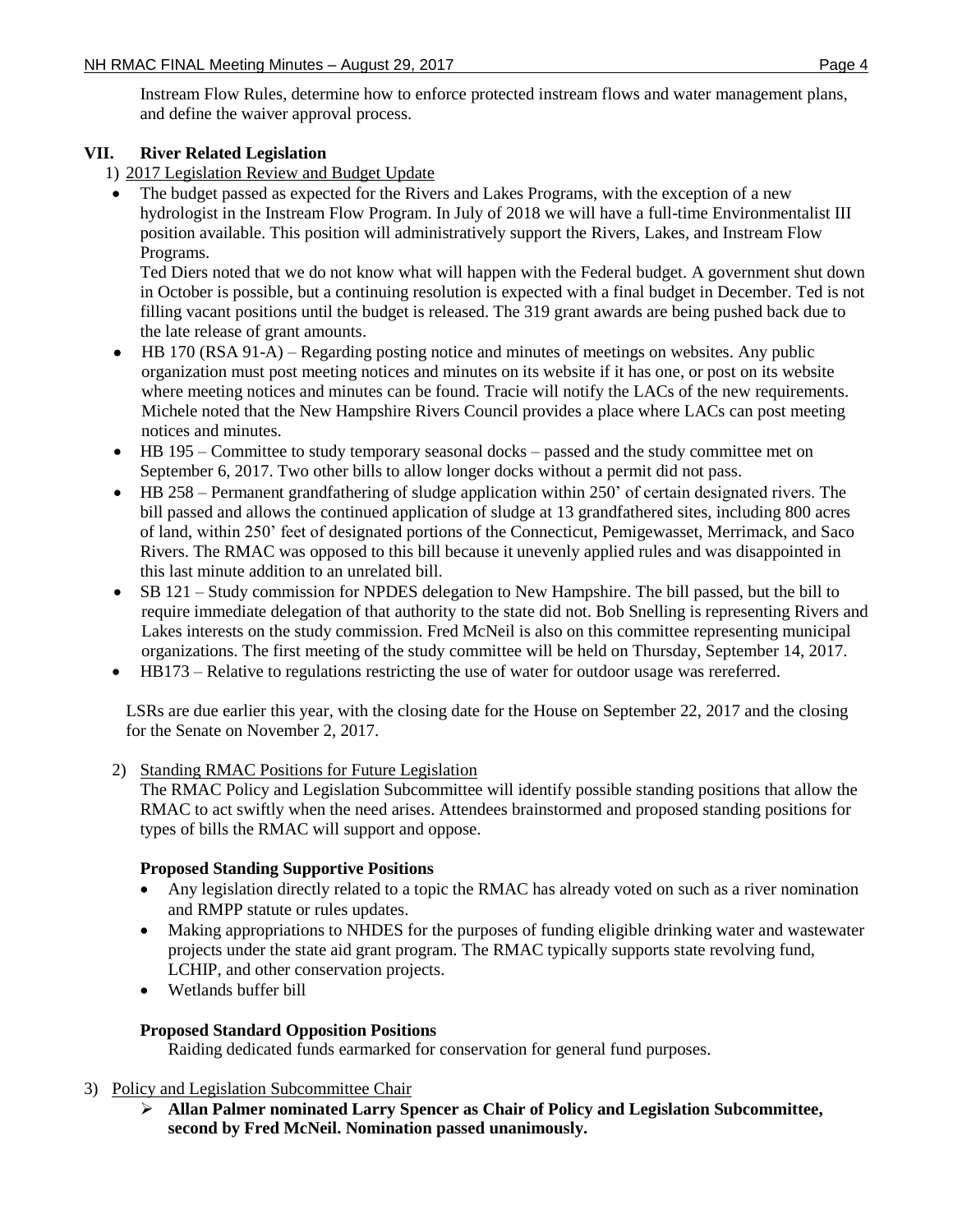Instream Flow Rules, determine how to enforce protected instream flows and water management plans, and define the waiver approval process.

## VII. River Related Legislation

1) 2017 Legislation Review and Budget Update

- The budget passed as expected for the Rivers and Lakes Programs, with the exception of a new hydrologist in the Instream Flow Program. In July of 2018 we will have a full-time Environmentalist III position available. This position will administratively support the Rivers, Lakes, and Instream Flow Programs.

  Ted Diers noted that we do not know what will happen with the Federal budget. A government shut down in October is possible, but a continuing resolution is expected with a final budget in December. Ted is not filling vacant positions until the budget is released. The 319 grant awards are being pushed back due to the late release of grant amounts.
- HB 170 (RSA 91-A) – Regarding posting notice and minutes of meetings on websites. Any public organization must post meeting notices and minutes on its website if it has one, or post on its website where meeting notices and minutes can be found. Tracie will notify the LACs of the new requirements. Michele noted that the New Hampshire Rivers Council provides a place where LACs can post meeting notices and minutes.
- HB 195 – Committee to study temporary seasonal docks – passed and the study committee met on September 6, 2017. Two other bills to allow longer docks without a permit did not pass.
- HB 258 – Permanent grandfathering of sludge application within 250' of certain designated rivers. The bill passed and allows the continued application of sludge at 13 grandfathered sites, including 800 acres of land, within 250' feet of designated portions of the Connecticut, Pemigewasset, Merrimack, and Saco Rivers. The RMAC was opposed to this bill because it unevenly applied rules and was disappointed in this last minute addition to an unrelated bill.
- SB 121 – Study commission for NPDES delegation to New Hampshire. The bill passed, but the bill to require immediate delegation of that authority to the state did not. Bob Snelling is representing Rivers and Lakes interests on the study commission. Fred McNeil is also on this committee representing municipal organizations. The first meeting of the study committee will be held on Thursday, September 14, 2017.
- HB173 – Relative to regulations restricting the use of water for outdoor usage was rereferred.

LSRs are due earlier this year, with the closing date for the House on September 22, 2017 and the closing for the Senate on November 2, 2017.

2) Standing RMAC Positions for Future Legislation

The RMAC Policy and Legislation Subcommittee will identify possible standing positions that allow the RMAC to act swiftly when the need arises. Attendees brainstormed and proposed standing positions for types of bills the RMAC will support and oppose.

**Proposed Standing Supportive Positions**

- Any legislation directly related to a topic the RMAC has already voted on such as a river nomination and RMPP statute or rules updates.
- Making appropriations to NHDES for the purposes of funding eligible drinking water and wastewater projects under the state aid grant program. The RMAC typically supports state revolving fund, LCHIP, and other conservation projects.
- Wetlands buffer bill

**Proposed Standard Opposition Positions**

Raiding dedicated funds earmarked for conservation for general fund purposes.

3) Policy and Legislation Subcommittee Chair

- **Allan Palmer nominated Larry Spencer as Chair of Policy and Legislation Subcommittee, second by Fred McNeil. Nomination passed unanimously.**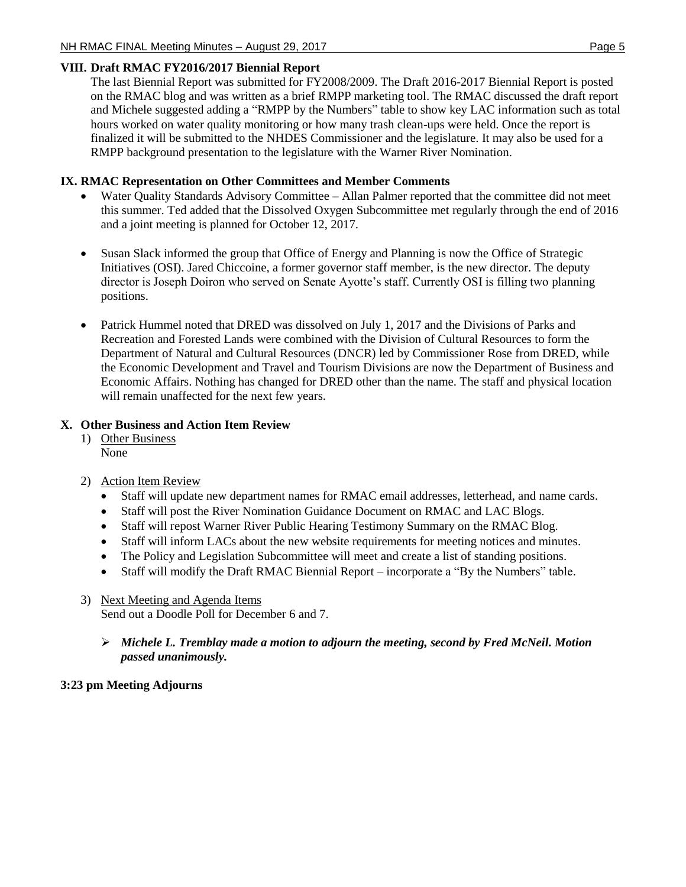## VIII. Draft RMAC FY2016/2017 Biennial Report

The last Biennial Report was submitted for FY2008/2009. The Draft 2016-2017 Biennial Report is posted on the RMAC blog and was written as a brief RMPP marketing tool. The RMAC discussed the draft report and Michele suggested adding a "RMPP by the Numbers" table to show key LAC information such as total hours worked on water quality monitoring or how many trash clean-ups were held. Once the report is finalized it will be submitted to the NHDES Commissioner and the legislature. It may also be used for a RMPP background presentation to the legislature with the Warner River Nomination.

## IX. RMAC Representation on Other Committees and Member Comments

- Water Quality Standards Advisory Committee – Allan Palmer reported that the committee did not meet this summer. Ted added that the Dissolved Oxygen Subcommittee met regularly through the end of 2016 and a joint meeting is planned for October 12, 2017.
- Susan Slack informed the group that Office of Energy and Planning is now the Office of Strategic Initiatives (OSI). Jared Chiccoine, a former governor staff member, is the new director. The deputy director is Joseph Doiron who served on Senate Ayotte's staff. Currently OSI is filling two planning positions.
- Patrick Hummel noted that DRED was dissolved on July 1, 2017 and the Divisions of Parks and Recreation and Forested Lands were combined with the Division of Cultural Resources to form the Department of Natural and Cultural Resources (DNCR) led by Commissioner Rose from DRED, while the Economic Development and Travel and Tourism Divisions are now the Department of Business and Economic Affairs. Nothing has changed for DRED other than the name. The staff and physical location will remain unaffected for the next few years.

## X. Other Business and Action Item Review

1) Other Business
   None

2) Action Item Review
   - Staff will update new department names for RMAC email addresses, letterhead, and name cards.
   - Staff will post the River Nomination Guidance Document on RMAC and LAC Blogs.
   - Staff will repost Warner River Public Hearing Testimony Summary on the RMAC Blog.
   - Staff will inform LACs about the new website requirements for meeting notices and minutes.
   - The Policy and Legislation Subcommittee will meet and create a list of standing positions.
   - Staff will modify the Draft RMAC Biennial Report – incorporate a "By the Numbers" table.

3) Next Meeting and Agenda Items
   Send out a Doodle Poll for December 6 and 7.

   - ***Michele L. Tremblay made a motion to adjourn the meeting, second by Fred McNeil. Motion passed unanimously.***

**3:23 pm Meeting Adjourns**